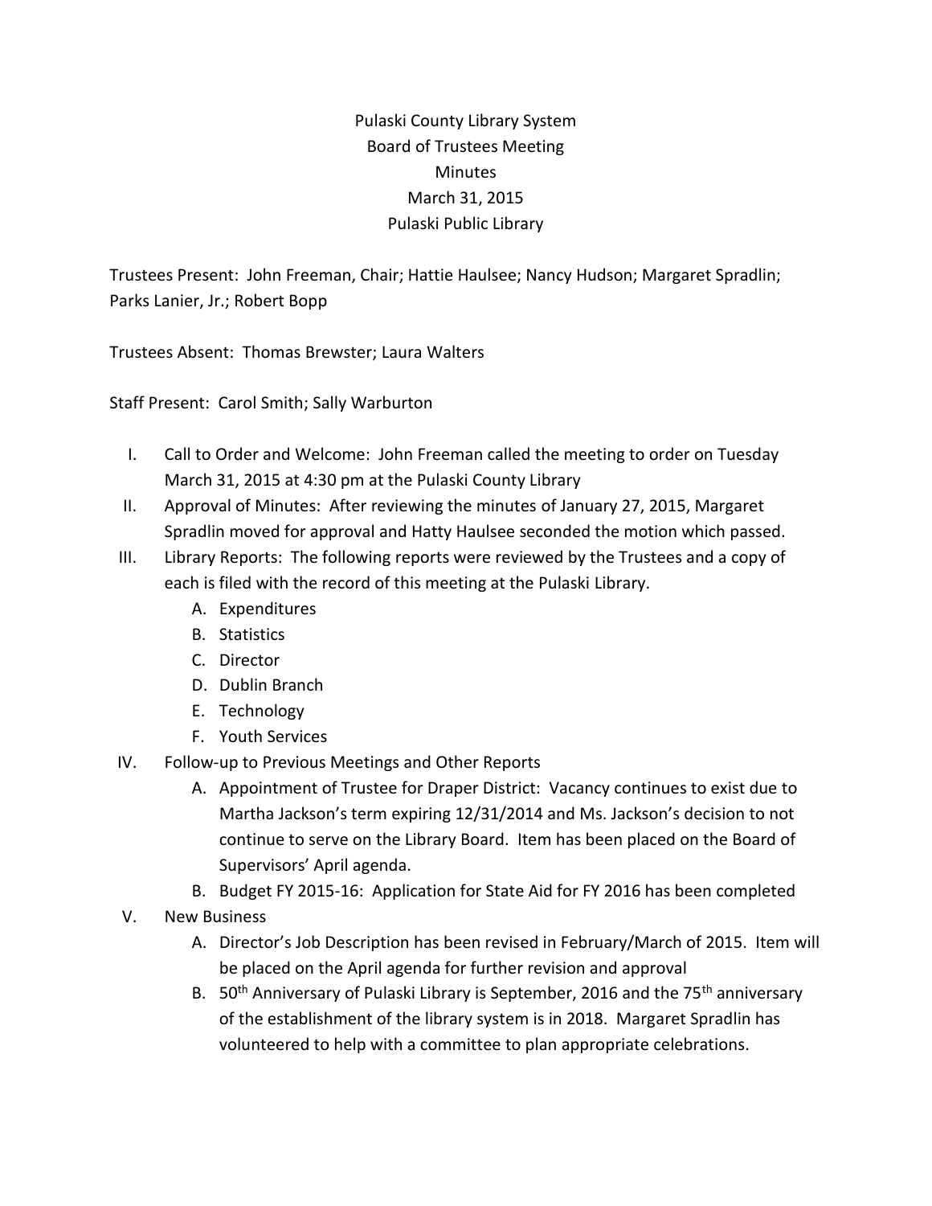# Pulaski County Library System
## Board of Trustees Meeting
## Minutes
## March 31, 2015
## Pulaski Public Library

Trustees Present: John Freeman, Chair; Hattie Haulsee; Nancy Hudson; Margaret Spradlin; Parks Lanier, Jr.; Robert Bopp

Trustees Absent: Thomas Brewster; Laura Walters

Staff Present: Carol Smith; Sally Warburton

I. Call to Order and Welcome: John Freeman called the meeting to order on Tuesday March 31, 2015 at 4:30 pm at the Pulaski County Library

II. Approval of Minutes: After reviewing the minutes of January 27, 2015, Margaret Spradlin moved for approval and Hatty Haulsee seconded the motion which passed.

III. Library Reports: The following reports were reviewed by the Trustees and a copy of each is filed with the record of this meeting at the Pulaski Library.
   - A. Expenditures
   - B. Statistics
   - C. Director
   - D. Dublin Branch
   - E. Technology
   - F. Youth Services

IV. Follow-up to Previous Meetings and Other Reports
   - A. Appointment of Trustee for Draper District: Vacancy continues to exist due to Martha Jackson's term expiring 12/31/2014 and Ms. Jackson's decision to not continue to serve on the Library Board. Item has been placed on the Board of Supervisors' April agenda.
   - B. Budget FY 2015-16: Application for State Aid for FY 2016 has been completed

V. New Business
   - A. Director's Job Description has been revised in February/March of 2015. Item will be placed on the April agenda for further revision and approval
   - B. 50th Anniversary of Pulaski Library is September, 2016 and the 75th anniversary of the establishment of the library system is in 2018. Margaret Spradlin has volunteered to help with a committee to plan appropriate celebrations.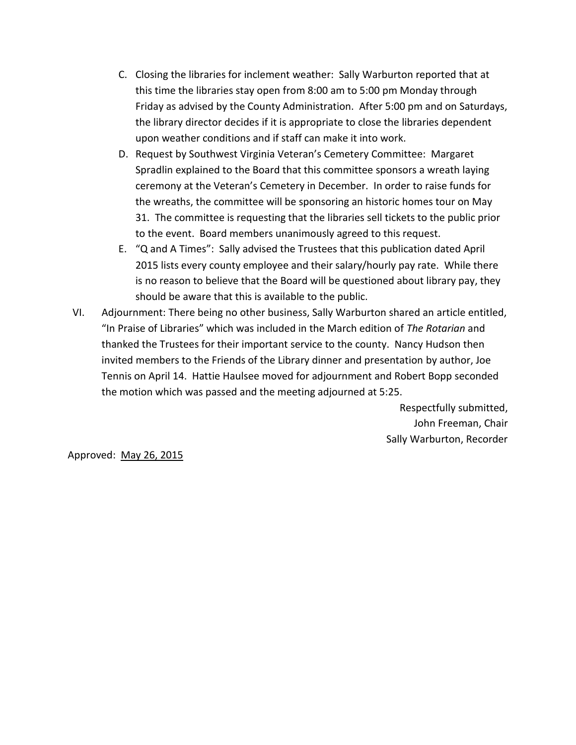C. Closing the libraries for inclement weather: Sally Warburton reported that at this time the libraries stay open from 8:00 am to 5:00 pm Monday through Friday as advised by the County Administration. After 5:00 pm and on Saturdays, the library director decides if it is appropriate to close the libraries dependent upon weather conditions and if staff can make it into work.

D. Request by Southwest Virginia Veteran's Cemetery Committee: Margaret Spradlin explained to the Board that this committee sponsors a wreath laying ceremony at the Veteran's Cemetery in December. In order to raise funds for the wreaths, the committee will be sponsoring an historic homes tour on May 31. The committee is requesting that the libraries sell tickets to the public prior to the event. Board members unanimously agreed to this request.

E. "Q and A Times": Sally advised the Trustees that this publication dated April 2015 lists every county employee and their salary/hourly pay rate. While there is no reason to believe that the Board will be questioned about library pay, they should be aware that this is available to the public.

VI. Adjournment: There being no other business, Sally Warburton shared an article entitled, "In Praise of Libraries" which was included in the March edition of *The Rotarian* and thanked the Trustees for their important service to the county. Nancy Hudson then invited members to the Friends of the Library dinner and presentation by author, Joe Tennis on April 14. Hattie Haulsee moved for adjournment and Robert Bopp seconded the motion which was passed and the meeting adjourned at 5:25.

Respectfully submitted,
John Freeman, Chair
Sally Warburton, Recorder

Approved: May 26, 2015